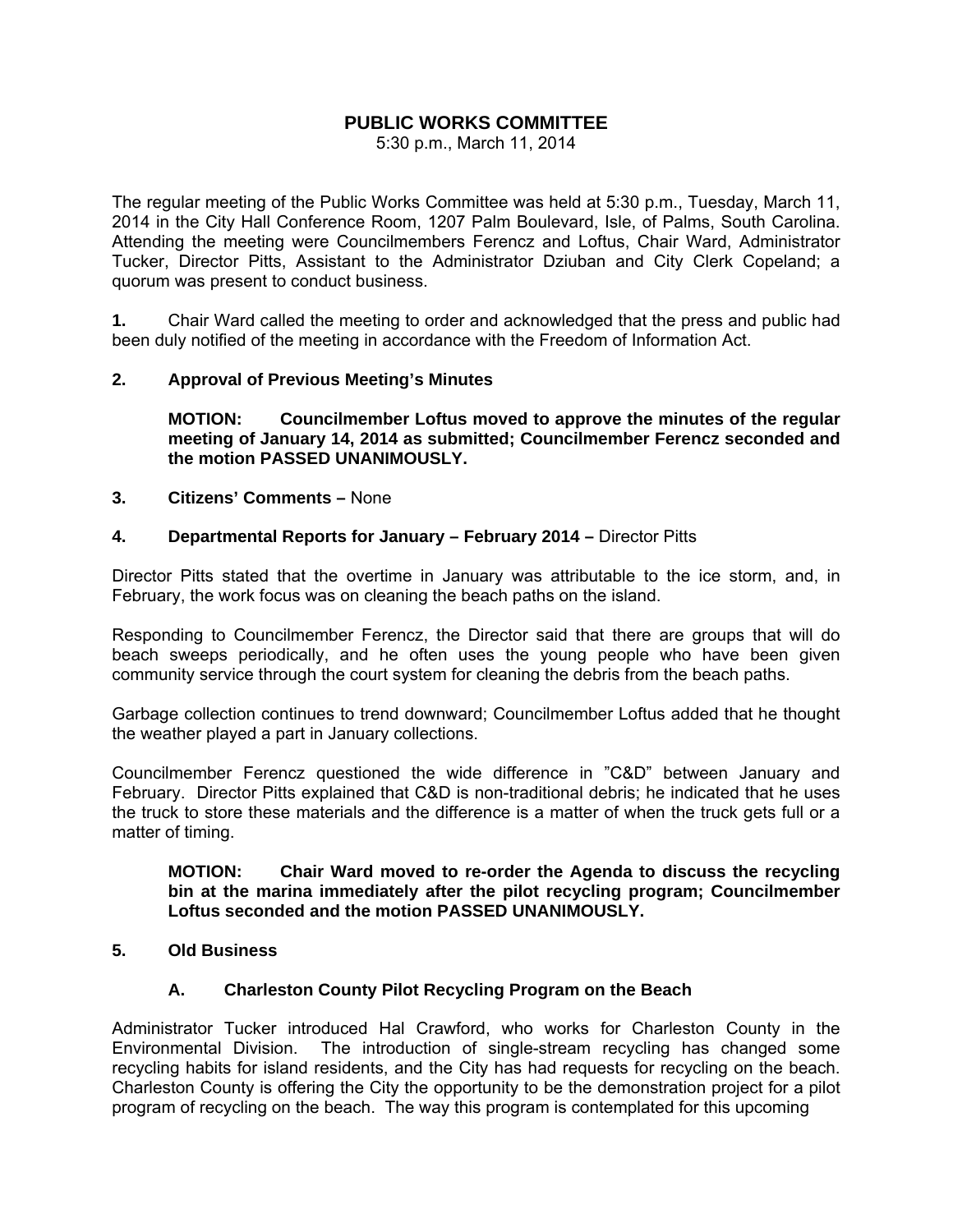# PUBLIC WORKS COMMITTEE

5:30 p.m., March 11, 2014

The regular meeting of the Public Works Committee was held at 5:30 p.m., Tuesday, March 11, 2014 in the City Hall Conference Room, 1207 Palm Boulevard, Isle, of Palms, South Carolina. Attending the meeting were Councilmembers Ferencz and Loftus, Chair Ward, Administrator Tucker, Director Pitts, Assistant to the Administrator Dziuban and City Clerk Copeland; a quorum was present to conduct business.

**1.** Chair Ward called the meeting to order and acknowledged that the press and public had been duly notified of the meeting in accordance with the Freedom of Information Act.

**2. Approval of Previous Meeting's Minutes**

> **MOTION: Councilmember Loftus moved to approve the minutes of the regular meeting of January 14, 2014 as submitted; Councilmember Ferencz seconded and the motion PASSED UNANIMOUSLY.**

**3. Citizens' Comments –** None

**4. Departmental Reports for January – February 2014 –** Director Pitts

Director Pitts stated that the overtime in January was attributable to the ice storm, and, in February, the work focus was on cleaning the beach paths on the island.

Responding to Councilmember Ferencz, the Director said that there are groups that will do beach sweeps periodically, and he often uses the young people who have been given community service through the court system for cleaning the debris from the beach paths.

Garbage collection continues to trend downward; Councilmember Loftus added that he thought the weather played a part in January collections.

Councilmember Ferencz questioned the wide difference in "C&D" between January and February. Director Pitts explained that C&D is non-traditional debris; he indicated that he uses the truck to store these materials and the difference is a matter of when the truck gets full or a matter of timing.

> **MOTION: Chair Ward moved to re-order the Agenda to discuss the recycling bin at the marina immediately after the pilot recycling program; Councilmember Loftus seconded and the motion PASSED UNANIMOUSLY.**

**5. Old Business**

**A. Charleston County Pilot Recycling Program on the Beach**

Administrator Tucker introduced Hal Crawford, who works for Charleston County in the Environmental Division. The introduction of single-stream recycling has changed some recycling habits for island residents, and the City has had requests for recycling on the beach. Charleston County is offering the City the opportunity to be the demonstration project for a pilot program of recycling on the beach. The way this program is contemplated for this upcoming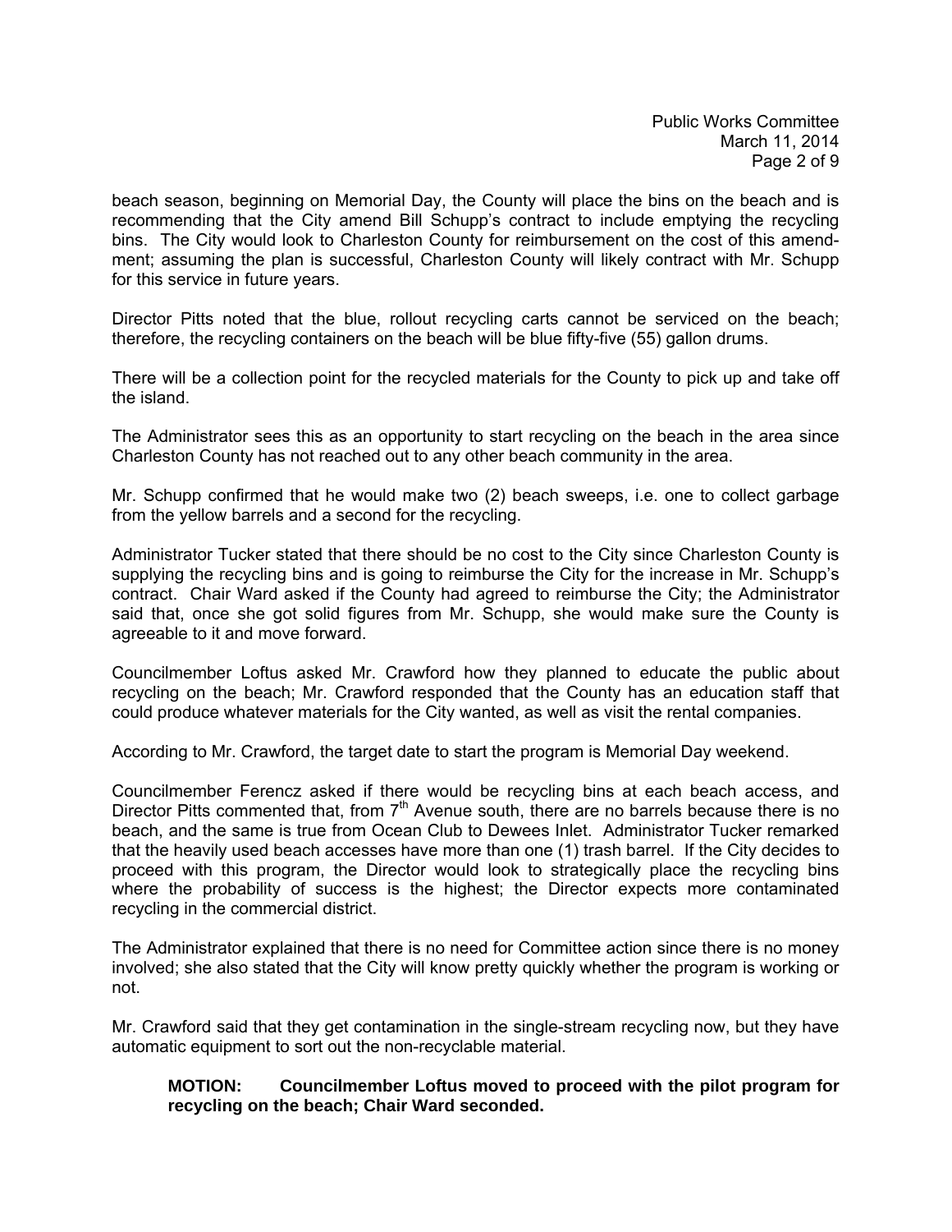beach season, beginning on Memorial Day, the County will place the bins on the beach and is recommending that the City amend Bill Schupp's contract to include emptying the recycling bins. The City would look to Charleston County for reimbursement on the cost of this amendment; assuming the plan is successful, Charleston County will likely contract with Mr. Schupp for this service in future years.

Director Pitts noted that the blue, rollout recycling carts cannot be serviced on the beach; therefore, the recycling containers on the beach will be blue fifty-five (55) gallon drums.

There will be a collection point for the recycled materials for the County to pick up and take off the island.

The Administrator sees this as an opportunity to start recycling on the beach in the area since Charleston County has not reached out to any other beach community in the area.

Mr. Schupp confirmed that he would make two (2) beach sweeps, i.e. one to collect garbage from the yellow barrels and a second for the recycling.

Administrator Tucker stated that there should be no cost to the City since Charleston County is supplying the recycling bins and is going to reimburse the City for the increase in Mr. Schupp's contract. Chair Ward asked if the County had agreed to reimburse the City; the Administrator said that, once she got solid figures from Mr. Schupp, she would make sure the County is agreeable to it and move forward.

Councilmember Loftus asked Mr. Crawford how they planned to educate the public about recycling on the beach; Mr. Crawford responded that the County has an education staff that could produce whatever materials for the City wanted, as well as visit the rental companies.

According to Mr. Crawford, the target date to start the program is Memorial Day weekend.

Councilmember Ferencz asked if there would be recycling bins at each beach access, and Director Pitts commented that, from 7th Avenue south, there are no barrels because there is no beach, and the same is true from Ocean Club to Dewees Inlet. Administrator Tucker remarked that the heavily used beach accesses have more than one (1) trash barrel. If the City decides to proceed with this program, the Director would look to strategically place the recycling bins where the probability of success is the highest; the Director expects more contaminated recycling in the commercial district.

The Administrator explained that there is no need for Committee action since there is no money involved; she also stated that the City will know pretty quickly whether the program is working or not.

Mr. Crawford said that they get contamination in the single-stream recycling now, but they have automatic equipment to sort out the non-recyclable material.

**MOTION: Councilmember Loftus moved to proceed with the pilot program for recycling on the beach; Chair Ward seconded.**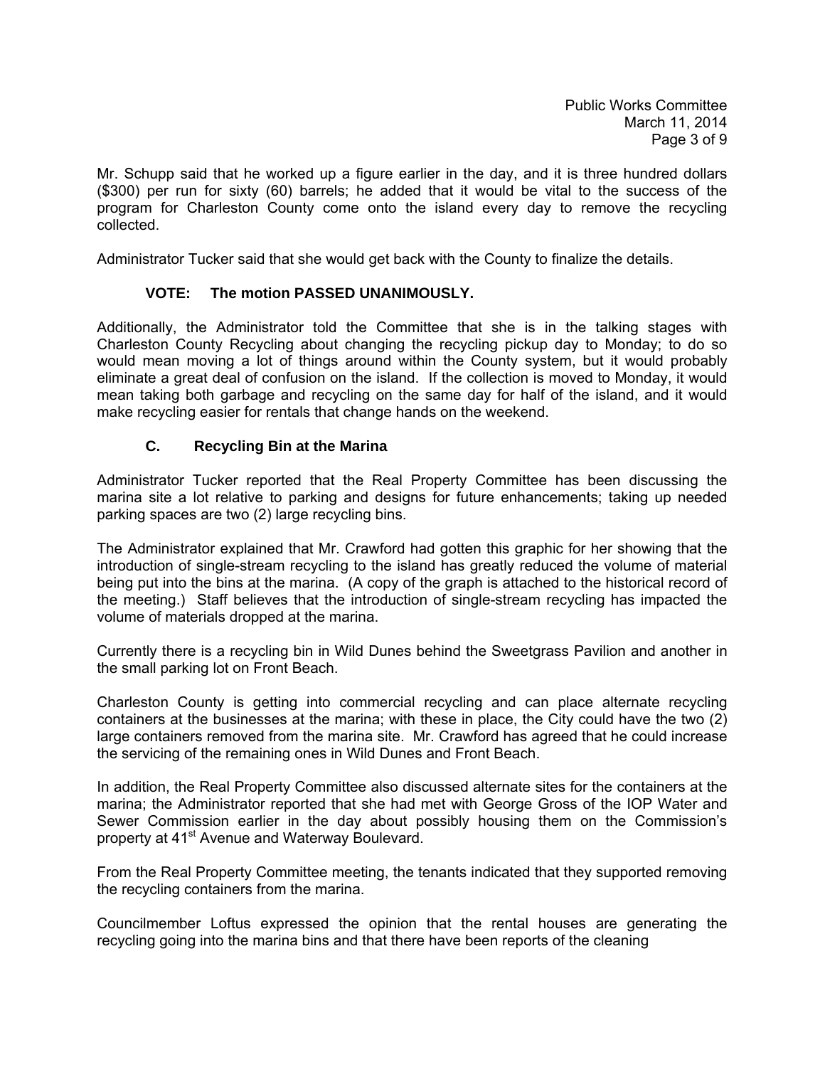Mr. Schupp said that he worked up a figure earlier in the day, and it is three hundred dollars ($300) per run for sixty (60) barrels; he added that it would be vital to the success of the program for Charleston County come onto the island every day to remove the recycling collected.

Administrator Tucker said that she would get back with the County to finalize the details.

**VOTE: The motion PASSED UNANIMOUSLY.**

Additionally, the Administrator told the Committee that she is in the talking stages with Charleston County Recycling about changing the recycling pickup day to Monday; to do so would mean moving a lot of things around within the County system, but it would probably eliminate a great deal of confusion on the island. If the collection is moved to Monday, it would mean taking both garbage and recycling on the same day for half of the island, and it would make recycling easier for rentals that change hands on the weekend.

### C. Recycling Bin at the Marina

Administrator Tucker reported that the Real Property Committee has been discussing the marina site a lot relative to parking and designs for future enhancements; taking up needed parking spaces are two (2) large recycling bins.

The Administrator explained that Mr. Crawford had gotten this graphic for her showing that the introduction of single-stream recycling to the island has greatly reduced the volume of material being put into the bins at the marina. (A copy of the graph is attached to the historical record of the meeting.) Staff believes that the introduction of single-stream recycling has impacted the volume of materials dropped at the marina.

Currently there is a recycling bin in Wild Dunes behind the Sweetgrass Pavilion and another in the small parking lot on Front Beach.

Charleston County is getting into commercial recycling and can place alternate recycling containers at the businesses at the marina; with these in place, the City could have the two (2) large containers removed from the marina site. Mr. Crawford has agreed that he could increase the servicing of the remaining ones in Wild Dunes and Front Beach.

In addition, the Real Property Committee also discussed alternate sites for the containers at the marina; the Administrator reported that she had met with George Gross of the IOP Water and Sewer Commission earlier in the day about possibly housing them on the Commission's property at 41st Avenue and Waterway Boulevard.

From the Real Property Committee meeting, the tenants indicated that they supported removing the recycling containers from the marina.

Councilmember Loftus expressed the opinion that the rental houses are generating the recycling going into the marina bins and that there have been reports of the cleaning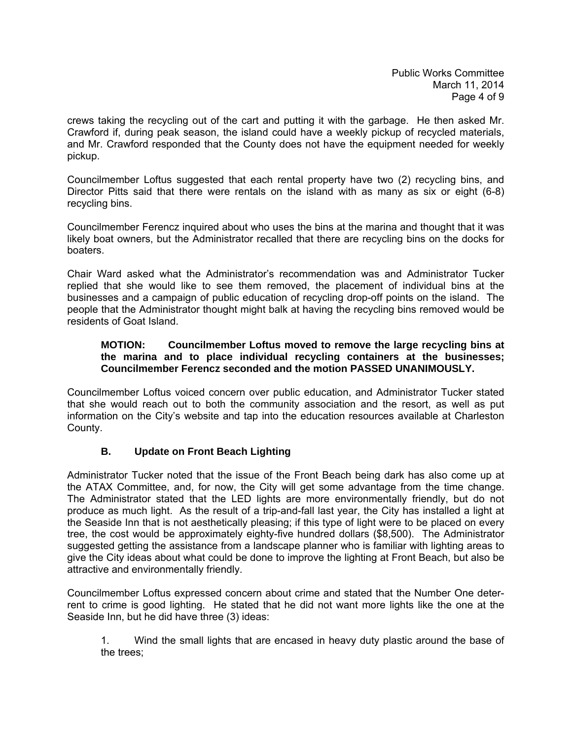crews taking the recycling out of the cart and putting it with the garbage. He then asked Mr. Crawford if, during peak season, the island could have a weekly pickup of recycled materials, and Mr. Crawford responded that the County does not have the equipment needed for weekly pickup.

Councilmember Loftus suggested that each rental property have two (2) recycling bins, and Director Pitts said that there were rentals on the island with as many as six or eight (6-8) recycling bins.

Councilmember Ferencz inquired about who uses the bins at the marina and thought that it was likely boat owners, but the Administrator recalled that there are recycling bins on the docks for boaters.

Chair Ward asked what the Administrator's recommendation was and Administrator Tucker replied that she would like to see them removed, the placement of individual bins at the businesses and a campaign of public education of recycling drop-off points on the island. The people that the Administrator thought might balk at having the recycling bins removed would be residents of Goat Island.

> **MOTION: Councilmember Loftus moved to remove the large recycling bins at the marina and to place individual recycling containers at the businesses; Councilmember Ferencz seconded and the motion PASSED UNANIMOUSLY.**

Councilmember Loftus voiced concern over public education, and Administrator Tucker stated that she would reach out to both the community association and the resort, as well as put information on the City's website and tap into the education resources available at Charleston County.

### B. Update on Front Beach Lighting

Administrator Tucker noted that the issue of the Front Beach being dark has also come up at the ATAX Committee, and, for now, the City will get some advantage from the time change. The Administrator stated that the LED lights are more environmentally friendly, but do not produce as much light. As the result of a trip-and-fall last year, the City has installed a light at the Seaside Inn that is not aesthetically pleasing; if this type of light were to be placed on every tree, the cost would be approximately eighty-five hundred dollars ($8,500). The Administrator suggested getting the assistance from a landscape planner who is familiar with lighting areas to give the City ideas about what could be done to improve the lighting at Front Beach, but also be attractive and environmentally friendly.

Councilmember Loftus expressed concern about crime and stated that the Number One deterrent to crime is good lighting. He stated that he did not want more lights like the one at the Seaside Inn, but he did have three (3) ideas:

1. Wind the small lights that are encased in heavy duty plastic around the base of the trees;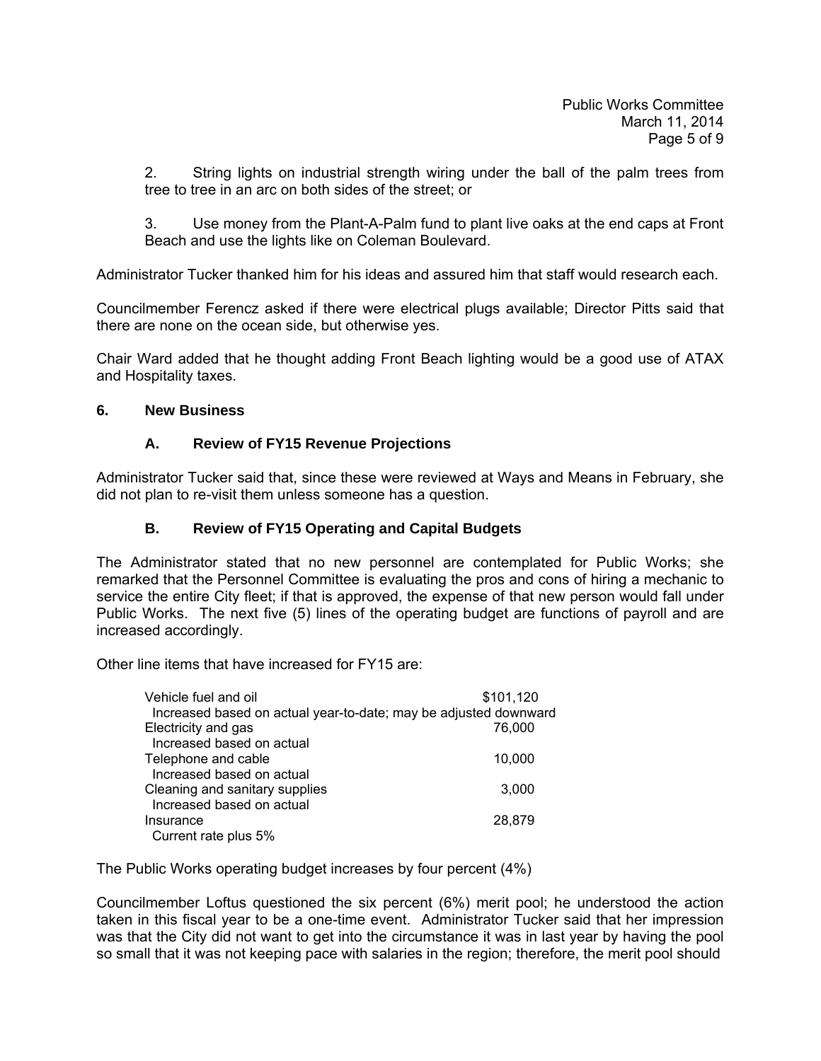2. String lights on industrial strength wiring under the ball of the palm trees from tree to tree in an arc on both sides of the street; or

3. Use money from the Plant-A-Palm fund to plant live oaks at the end caps at Front Beach and use the lights like on Coleman Boulevard.

Administrator Tucker thanked him for his ideas and assured him that staff would research each.

Councilmember Ferencz asked if there were electrical plugs available; Director Pitts said that there are none on the ocean side, but otherwise yes.

Chair Ward added that he thought adding Front Beach lighting would be a good use of ATAX and Hospitality taxes.

**6. New Business**

**A. Review of FY15 Revenue Projections**

Administrator Tucker said that, since these were reviewed at Ways and Means in February, she did not plan to re-visit them unless someone has a question.

**B. Review of FY15 Operating and Capital Budgets**

The Administrator stated that no new personnel are contemplated for Public Works; she remarked that the Personnel Committee is evaluating the pros and cons of hiring a mechanic to service the entire City fleet; if that is approved, the expense of that new person would fall under Public Works. The next five (5) lines of the operating budget are functions of payroll and are increased accordingly.

Other line items that have increased for FY15 are:

| | |
|---|---|
| Vehicle fuel and oil | $101,120 |
| Increased based on actual year-to-date; may be adjusted downward | |
| Electricity and gas | 76,000 |
| Increased based on actual | |
| Telephone and cable | 10,000 |
| Increased based on actual | |
| Cleaning and sanitary supplies | 3,000 |
| Increased based on actual | |
| Insurance | 28,879 |
| Current rate plus 5% | |

The Public Works operating budget increases by four percent (4%)

Councilmember Loftus questioned the six percent (6%) merit pool; he understood the action taken in this fiscal year to be a one-time event. Administrator Tucker said that her impression was that the City did not want to get into the circumstance it was in last year by having the pool so small that it was not keeping pace with salaries in the region; therefore, the merit pool should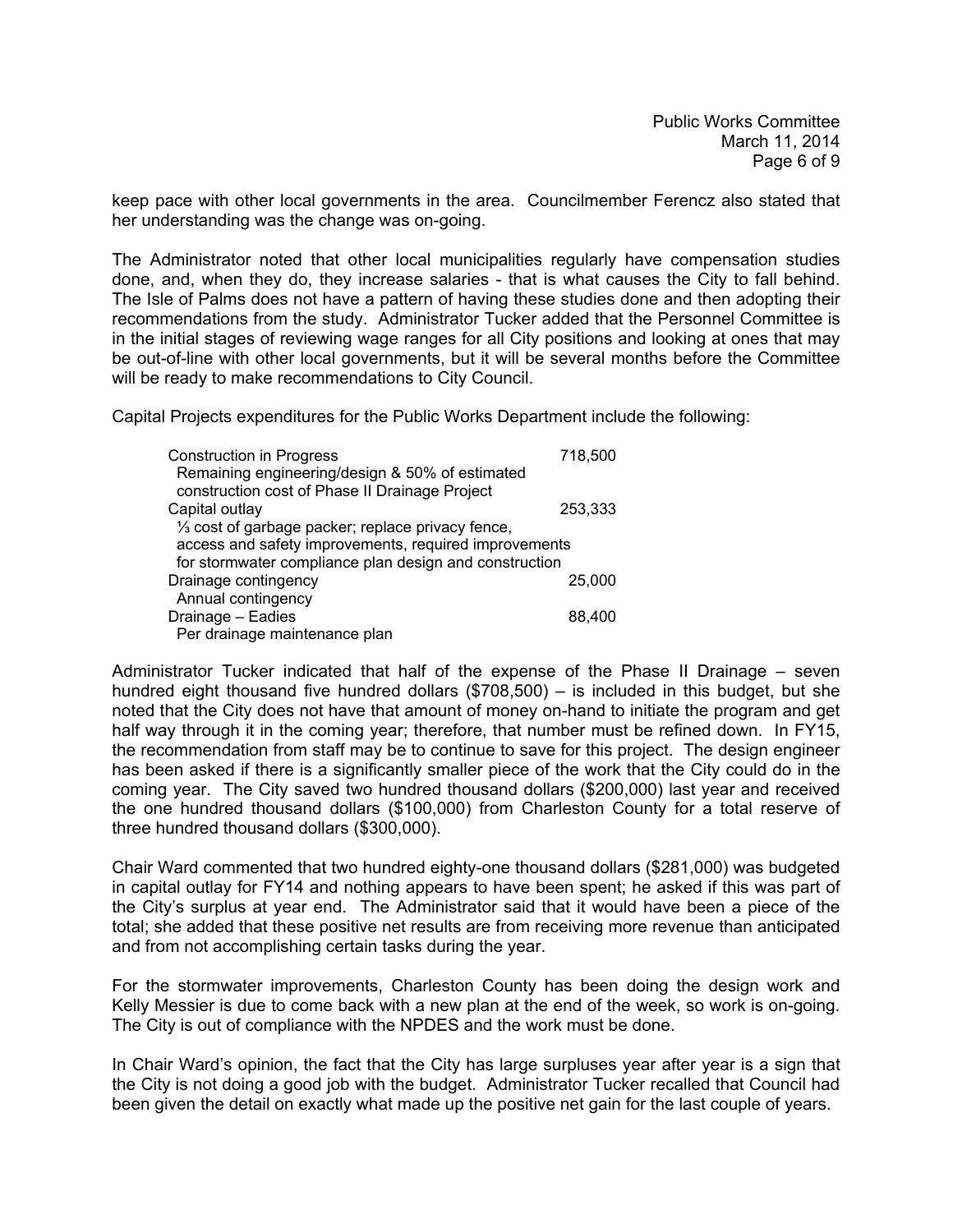keep pace with other local governments in the area. Councilmember Ferencz also stated that her understanding was the change was on-going.

The Administrator noted that other local municipalities regularly have compensation studies done, and, when they do, they increase salaries - that is what causes the City to fall behind. The Isle of Palms does not have a pattern of having these studies done and then adopting their recommendations from the study. Administrator Tucker added that the Personnel Committee is in the initial stages of reviewing wage ranges for all City positions and looking at ones that may be out-of-line with other local governments, but it will be several months before the Committee will be ready to make recommendations to City Council.

Capital Projects expenditures for the Public Works Department include the following:

| | |
|---|---|
| Construction in Progress | 718,500 |
| Remaining engineering/design & 50% of estimated construction cost of Phase II Drainage Project | |
| Capital outlay | 253,333 |
| ⅓ cost of garbage packer; replace privacy fence, access and safety improvements, required improvements for stormwater compliance plan design and construction | |
| Drainage contingency | 25,000 |
| Annual contingency | |
| Drainage – Eadies | 88,400 |
| Per drainage maintenance plan | |

Administrator Tucker indicated that half of the expense of the Phase II Drainage – seven hundred eight thousand five hundred dollars ($708,500) – is included in this budget, but she noted that the City does not have that amount of money on-hand to initiate the program and get half way through it in the coming year; therefore, that number must be refined down. In FY15, the recommendation from staff may be to continue to save for this project. The design engineer has been asked if there is a significantly smaller piece of the work that the City could do in the coming year. The City saved two hundred thousand dollars ($200,000) last year and received the one hundred thousand dollars ($100,000) from Charleston County for a total reserve of three hundred thousand dollars ($300,000).

Chair Ward commented that two hundred eighty-one thousand dollars ($281,000) was budgeted in capital outlay for FY14 and nothing appears to have been spent; he asked if this was part of the City's surplus at year end. The Administrator said that it would have been a piece of the total; she added that these positive net results are from receiving more revenue than anticipated and from not accomplishing certain tasks during the year.

For the stormwater improvements, Charleston County has been doing the design work and Kelly Messier is due to come back with a new plan at the end of the week, so work is on-going. The City is out of compliance with the NPDES and the work must be done.

In Chair Ward's opinion, the fact that the City has large surpluses year after year is a sign that the City is not doing a good job with the budget. Administrator Tucker recalled that Council had been given the detail on exactly what made up the positive net gain for the last couple of years.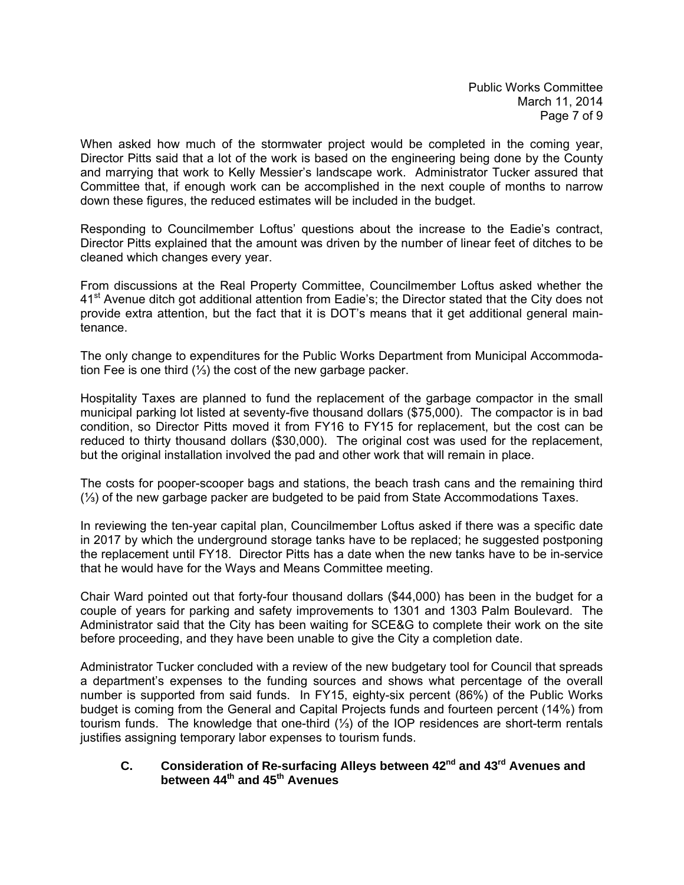When asked how much of the stormwater project would be completed in the coming year, Director Pitts said that a lot of the work is based on the engineering being done by the County and marrying that work to Kelly Messier's landscape work. Administrator Tucker assured that Committee that, if enough work can be accomplished in the next couple of months to narrow down these figures, the reduced estimates will be included in the budget.

Responding to Councilmember Loftus' questions about the increase to the Eadie's contract, Director Pitts explained that the amount was driven by the number of linear feet of ditches to be cleaned which changes every year.

From discussions at the Real Property Committee, Councilmember Loftus asked whether the 41st Avenue ditch got additional attention from Eadie's; the Director stated that the City does not provide extra attention, but the fact that it is DOT's means that it get additional general maintenance.

The only change to expenditures for the Public Works Department from Municipal Accommodation Fee is one third (⅓) the cost of the new garbage packer.

Hospitality Taxes are planned to fund the replacement of the garbage compactor in the small municipal parking lot listed at seventy-five thousand dollars ($75,000). The compactor is in bad condition, so Director Pitts moved it from FY16 to FY15 for replacement, but the cost can be reduced to thirty thousand dollars ($30,000). The original cost was used for the replacement, but the original installation involved the pad and other work that will remain in place.

The costs for pooper-scooper bags and stations, the beach trash cans and the remaining third (⅓) of the new garbage packer are budgeted to be paid from State Accommodations Taxes.

In reviewing the ten-year capital plan, Councilmember Loftus asked if there was a specific date in 2017 by which the underground storage tanks have to be replaced; he suggested postponing the replacement until FY18. Director Pitts has a date when the new tanks have to be in-service that he would have for the Ways and Means Committee meeting.

Chair Ward pointed out that forty-four thousand dollars ($44,000) has been in the budget for a couple of years for parking and safety improvements to 1301 and 1303 Palm Boulevard. The Administrator said that the City has been waiting for SCE&G to complete their work on the site before proceeding, and they have been unable to give the City a completion date.

Administrator Tucker concluded with a review of the new budgetary tool for Council that spreads a department's expenses to the funding sources and shows what percentage of the overall number is supported from said funds. In FY15, eighty-six percent (86%) of the Public Works budget is coming from the General and Capital Projects funds and fourteen percent (14%) from tourism funds. The knowledge that one-third (⅓) of the IOP residences are short-term rentals justifies assigning temporary labor expenses to tourism funds.

### C. Consideration of Re-surfacing Alleys between 42nd and 43rd Avenues and between 44th and 45th Avenues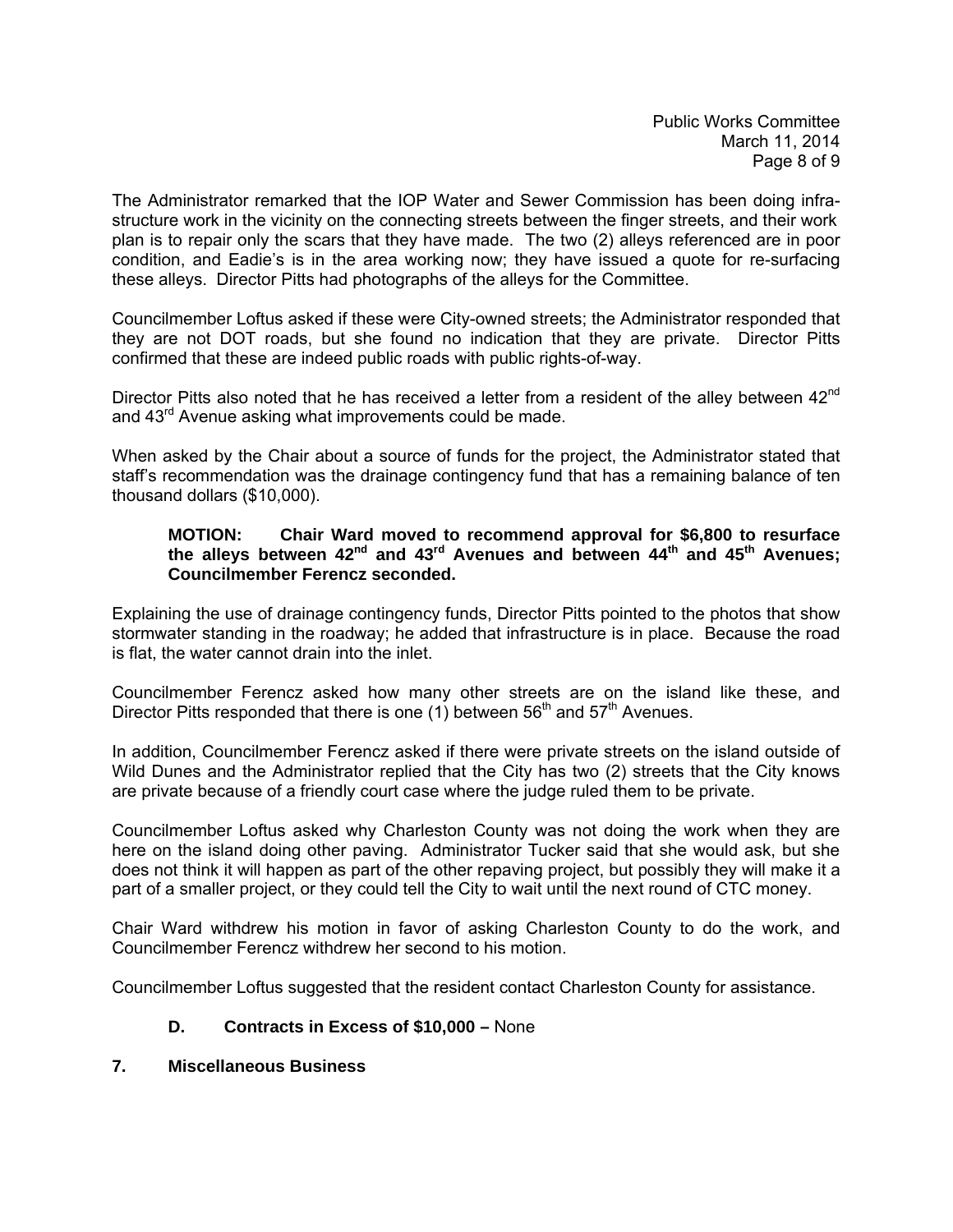The Administrator remarked that the IOP Water and Sewer Commission has been doing infrastructure work in the vicinity on the connecting streets between the finger streets, and their work plan is to repair only the scars that they have made. The two (2) alleys referenced are in poor condition, and Eadie's is in the area working now; they have issued a quote for re-surfacing these alleys. Director Pitts had photographs of the alleys for the Committee.

Councilmember Loftus asked if these were City-owned streets; the Administrator responded that they are not DOT roads, but she found no indication that they are private. Director Pitts confirmed that these are indeed public roads with public rights-of-way.

Director Pitts also noted that he has received a letter from a resident of the alley between 42nd and 43rd Avenue asking what improvements could be made.

When asked by the Chair about a source of funds for the project, the Administrator stated that staff's recommendation was the drainage contingency fund that has a remaining balance of ten thousand dollars ($10,000).

> **MOTION: Chair Ward moved to recommend approval for $6,800 to resurface the alleys between 42nd and 43rd Avenues and between 44th and 45th Avenues; Councilmember Ferencz seconded.**

Explaining the use of drainage contingency funds, Director Pitts pointed to the photos that show stormwater standing in the roadway; he added that infrastructure is in place. Because the road is flat, the water cannot drain into the inlet.

Councilmember Ferencz asked how many other streets are on the island like these, and Director Pitts responded that there is one (1) between 56th and 57th Avenues.

In addition, Councilmember Ferencz asked if there were private streets on the island outside of Wild Dunes and the Administrator replied that the City has two (2) streets that the City knows are private because of a friendly court case where the judge ruled them to be private.

Councilmember Loftus asked why Charleston County was not doing the work when they are here on the island doing other paving. Administrator Tucker said that she would ask, but she does not think it will happen as part of the other repaving project, but possibly they will make it a part of a smaller project, or they could tell the City to wait until the next round of CTC money.

Chair Ward withdrew his motion in favor of asking Charleston County to do the work, and Councilmember Ferencz withdrew her second to his motion.

Councilmember Loftus suggested that the resident contact Charleston County for assistance.

**D. Contracts in Excess of $10,000 –** None

## 7. Miscellaneous Business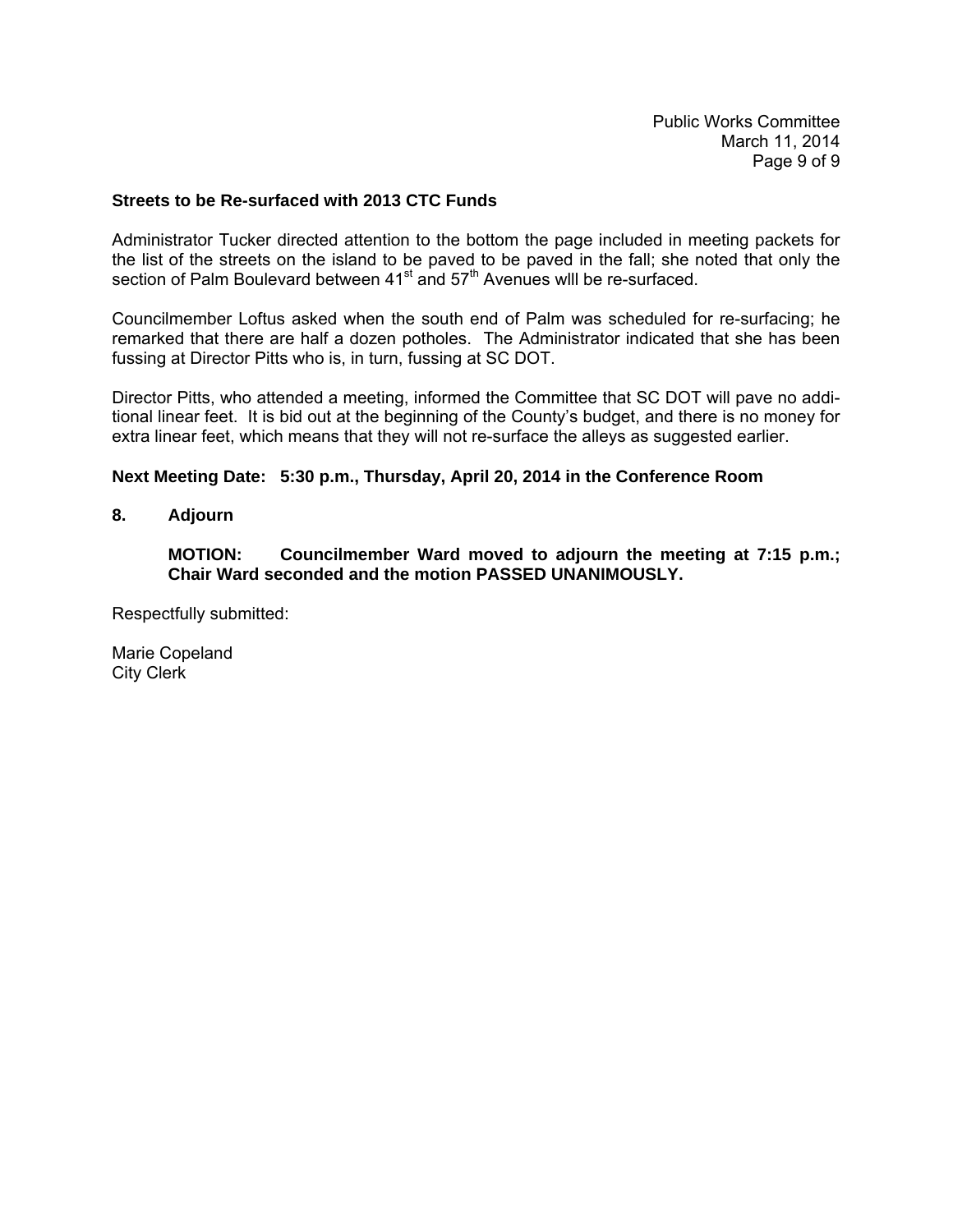**Streets to be Re-surfaced with 2013 CTC Funds**

Administrator Tucker directed attention to the bottom the page included in meeting packets for the list of the streets on the island to be paved to be paved in the fall; she noted that only the section of Palm Boulevard between 41st and 57th Avenues wlll be re-surfaced.

Councilmember Loftus asked when the south end of Palm was scheduled for re-surfacing; he remarked that there are half a dozen potholes. The Administrator indicated that she has been fussing at Director Pitts who is, in turn, fussing at SC DOT.

Director Pitts, who attended a meeting, informed the Committee that SC DOT will pave no additional linear feet. It is bid out at the beginning of the County's budget, and there is no money for extra linear feet, which means that they will not re-surface the alleys as suggested earlier.

**Next Meeting Date: 5:30 p.m., Thursday, April 20, 2014 in the Conference Room**

**8. Adjourn**

**MOTION: Councilmember Ward moved to adjourn the meeting at 7:15 p.m.; Chair Ward seconded and the motion PASSED UNANIMOUSLY.**

Respectfully submitted:

Marie Copeland
City Clerk